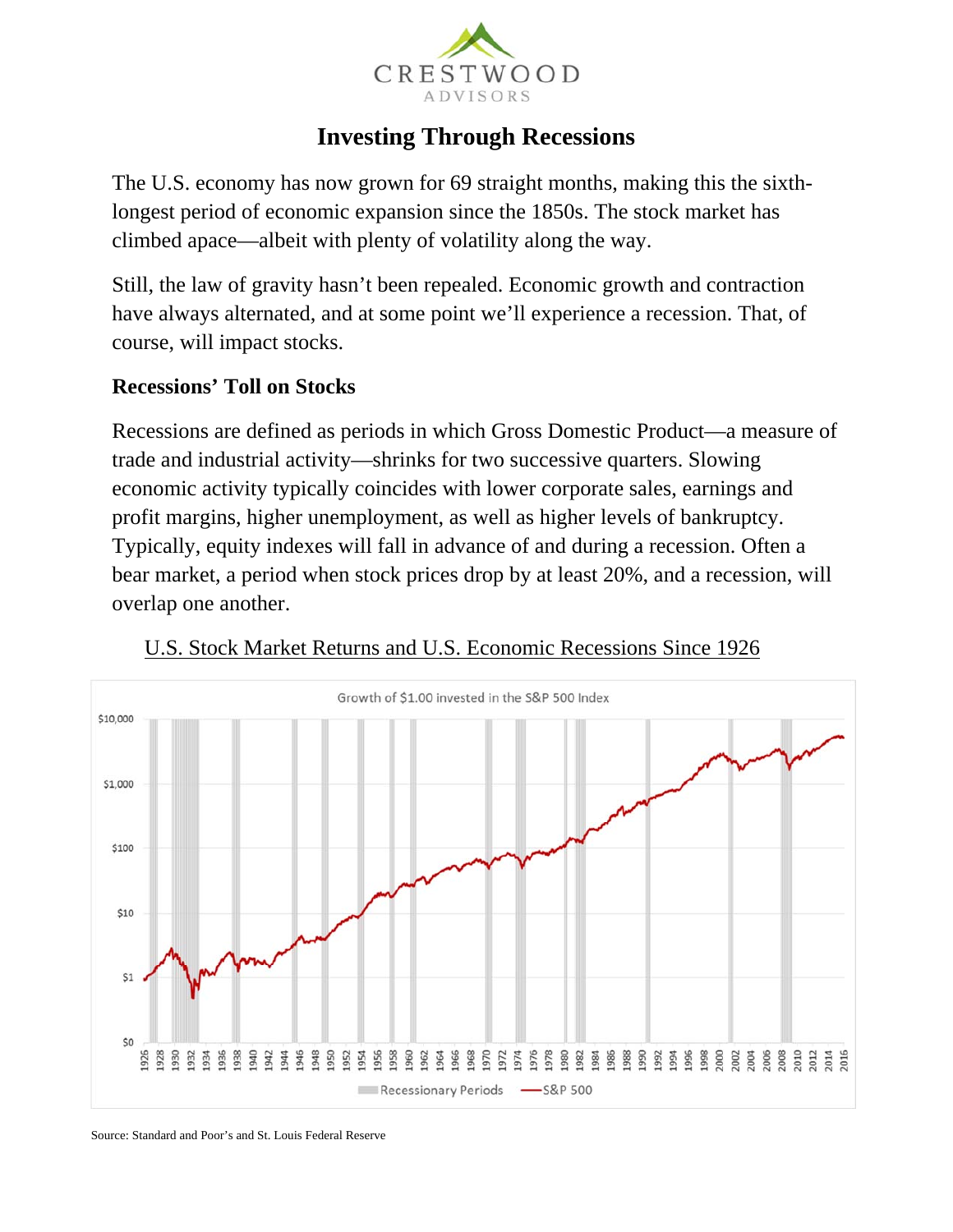CRESTWOOD
ADVISORS

# Investing Through Recessions

The U.S. economy has now grown for 69 straight months, making this the sixth-longest period of economic expansion since the 1850s. The stock market has climbed apace—albeit with plenty of volatility along the way.

Still, the law of gravity hasn't been repealed. Economic growth and contraction have always alternated, and at some point we'll experience a recession. That, of course, will impact stocks.

## Recessions' Toll on Stocks

Recessions are defined as periods in which Gross Domestic Product—a measure of trade and industrial activity—shrinks for two successive quarters. Slowing economic activity typically coincides with lower corporate sales, earnings and profit margins, higher unemployment, as well as higher levels of bankruptcy. Typically, equity indexes will fall in advance of and during a recession. Often a bear market, a period when stock prices drop by at least 20%, and a recession, will overlap one another.

U.S. Stock Market Returns and U.S. Economic Recessions Since 1926

Source: Standard and Poor's and St. Louis Federal Reserve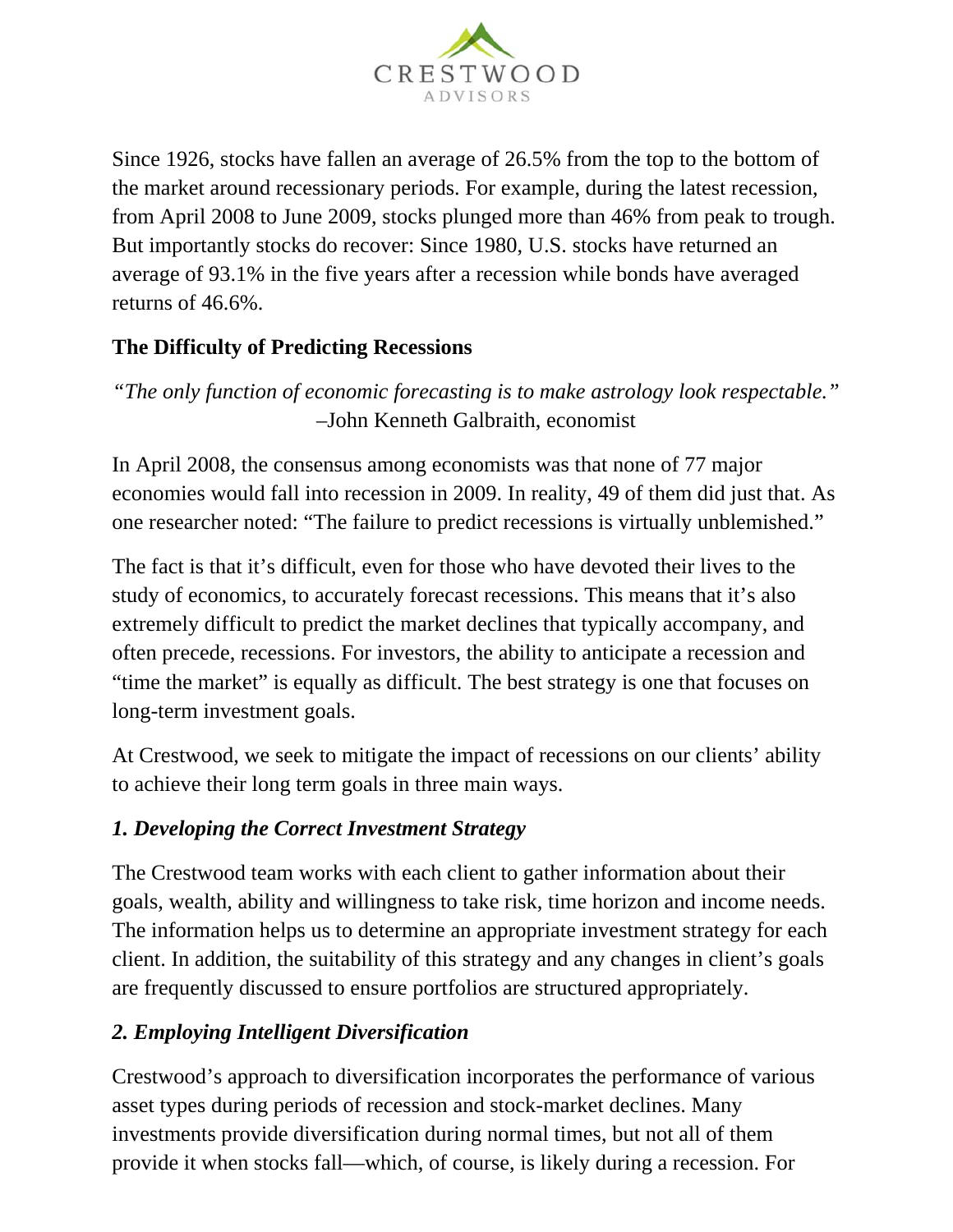Since 1926, stocks have fallen an average of 26.5% from the top to the bottom of the market around recessionary periods. For example, during the latest recession, from April 2008 to June 2009, stocks plunged more than 46% from peak to trough. But importantly stocks do recover: Since 1980, U.S. stocks have returned an average of 93.1% in the five years after a recession while bonds have averaged returns of 46.6%.

**The Difficulty of Predicting Recessions**

*"The only function of economic forecasting is to make astrology look respectable."*
–John Kenneth Galbraith, economist

In April 2008, the consensus among economists was that none of 77 major economies would fall into recession in 2009. In reality, 49 of them did just that. As one researcher noted: "The failure to predict recessions is virtually unblemished."

The fact is that it's difficult, even for those who have devoted their lives to the study of economics, to accurately forecast recessions. This means that it's also extremely difficult to predict the market declines that typically accompany, and often precede, recessions. For investors, the ability to anticipate a recession and "time the market" is equally as difficult. The best strategy is one that focuses on long-term investment goals.

At Crestwood, we seek to mitigate the impact of recessions on our clients' ability to achieve their long term goals in three main ways.

***1. Developing the Correct Investment Strategy***

The Crestwood team works with each client to gather information about their goals, wealth, ability and willingness to take risk, time horizon and income needs. The information helps us to determine an appropriate investment strategy for each client. In addition, the suitability of this strategy and any changes in client's goals are frequently discussed to ensure portfolios are structured appropriately.

***2. Employing Intelligent Diversification***

Crestwood's approach to diversification incorporates the performance of various asset types during periods of recession and stock-market declines. Many investments provide diversification during normal times, but not all of them provide it when stocks fall—which, of course, is likely during a recession. For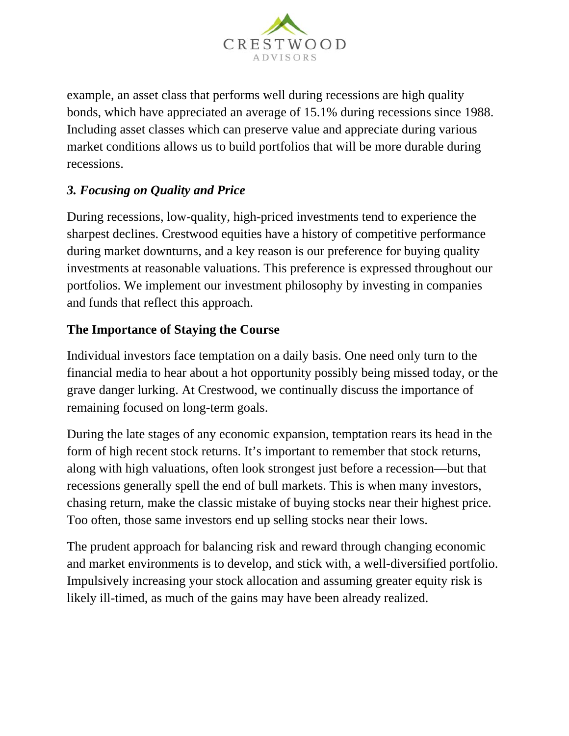example, an asset class that performs well during recessions are high quality bonds, which have appreciated an average of 15.1% during recessions since 1988. Including asset classes which can preserve value and appreciate during various market conditions allows us to build portfolios that will be more durable during recessions.

### *3. Focusing on Quality and Price*

During recessions, low-quality, high-priced investments tend to experience the sharpest declines. Crestwood equities have a history of competitive performance during market downturns, and a key reason is our preference for buying quality investments at reasonable valuations. This preference is expressed throughout our portfolios. We implement our investment philosophy by investing in companies and funds that reflect this approach.

## The Importance of Staying the Course

Individual investors face temptation on a daily basis. One need only turn to the financial media to hear about a hot opportunity possibly being missed today, or the grave danger lurking. At Crestwood, we continually discuss the importance of remaining focused on long-term goals.

During the late stages of any economic expansion, temptation rears its head in the form of high recent stock returns. It's important to remember that stock returns, along with high valuations, often look strongest just before a recession—but that recessions generally spell the end of bull markets. This is when many investors, chasing return, make the classic mistake of buying stocks near their highest price. Too often, those same investors end up selling stocks near their lows.

The prudent approach for balancing risk and reward through changing economic and market environments is to develop, and stick with, a well-diversified portfolio. Impulsively increasing your stock allocation and assuming greater equity risk is likely ill-timed, as much of the gains may have been already realized.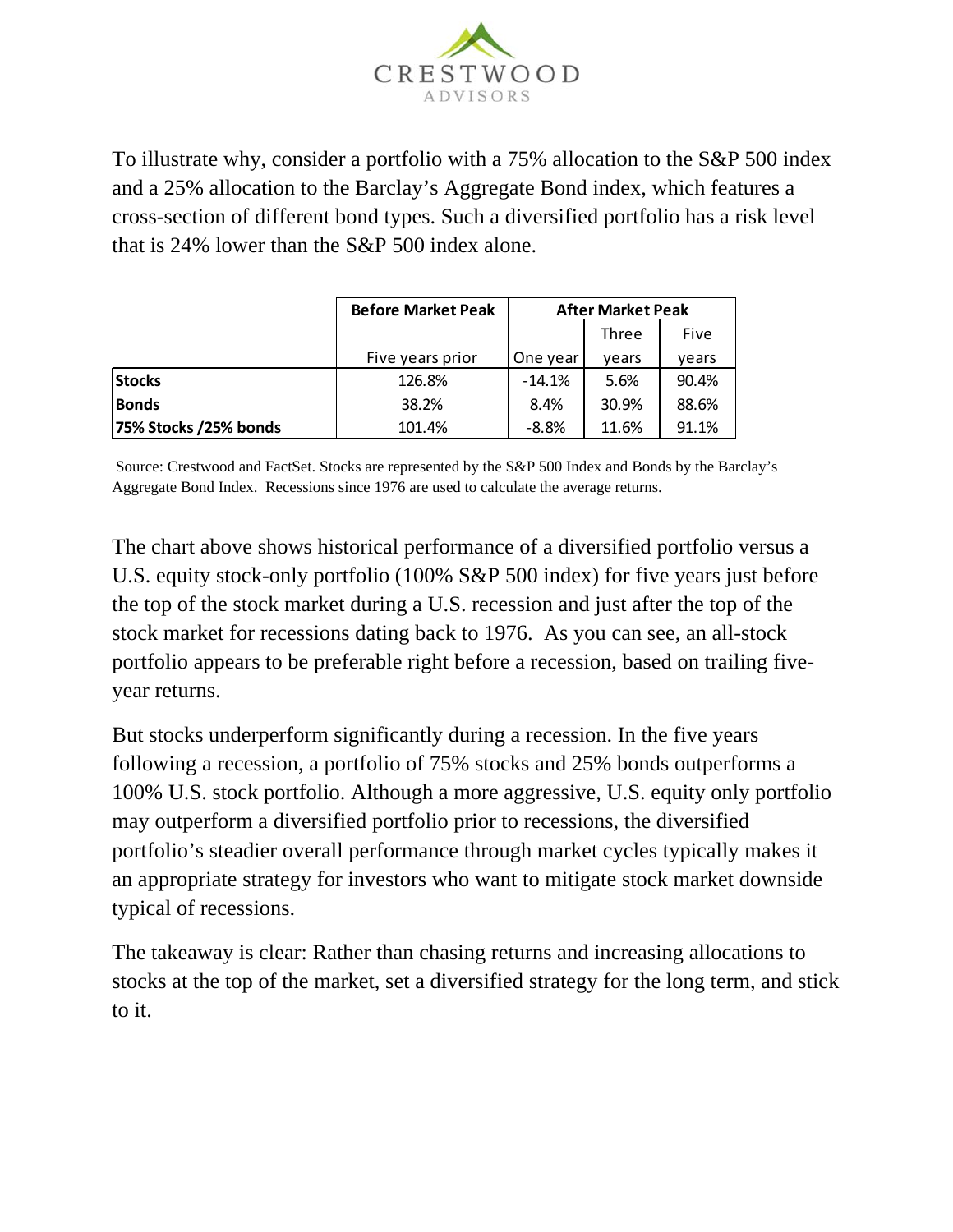To illustrate why, consider a portfolio with a 75% allocation to the S&P 500 index and a 25% allocation to the Barclay's Aggregate Bond index, which features a cross-section of different bond types. Such a diversified portfolio has a risk level that is 24% lower than the S&P 500 index alone.

| | **Before Market Peak** | **After Market Peak** | | |
|---|---|---|---|---|
| | | | Three | Five |
| | Five years prior | One year | years | years |
| **Stocks** | 126.8% | -14.1% | 5.6% | 90.4% |
| **Bonds** | 38.2% | 8.4% | 30.9% | 88.6% |
| **75% Stocks /25% bonds** | 101.4% | -8.8% | 11.6% | 91.1% |

Source: Crestwood and FactSet. Stocks are represented by the S&P 500 Index and Bonds by the Barclay's Aggregate Bond Index. Recessions since 1976 are used to calculate the average returns.

The chart above shows historical performance of a diversified portfolio versus a U.S. equity stock-only portfolio (100% S&P 500 index) for five years just before the top of the stock market during a U.S. recession and just after the top of the stock market for recessions dating back to 1976. As you can see, an all-stock portfolio appears to be preferable right before a recession, based on trailing five-year returns.

But stocks underperform significantly during a recession. In the five years following a recession, a portfolio of 75% stocks and 25% bonds outperforms a 100% U.S. stock portfolio. Although a more aggressive, U.S. equity only portfolio may outperform a diversified portfolio prior to recessions, the diversified portfolio's steadier overall performance through market cycles typically makes it an appropriate strategy for investors who want to mitigate stock market downside typical of recessions.

The takeaway is clear: Rather than chasing returns and increasing allocations to stocks at the top of the market, set a diversified strategy for the long term, and stick to it.